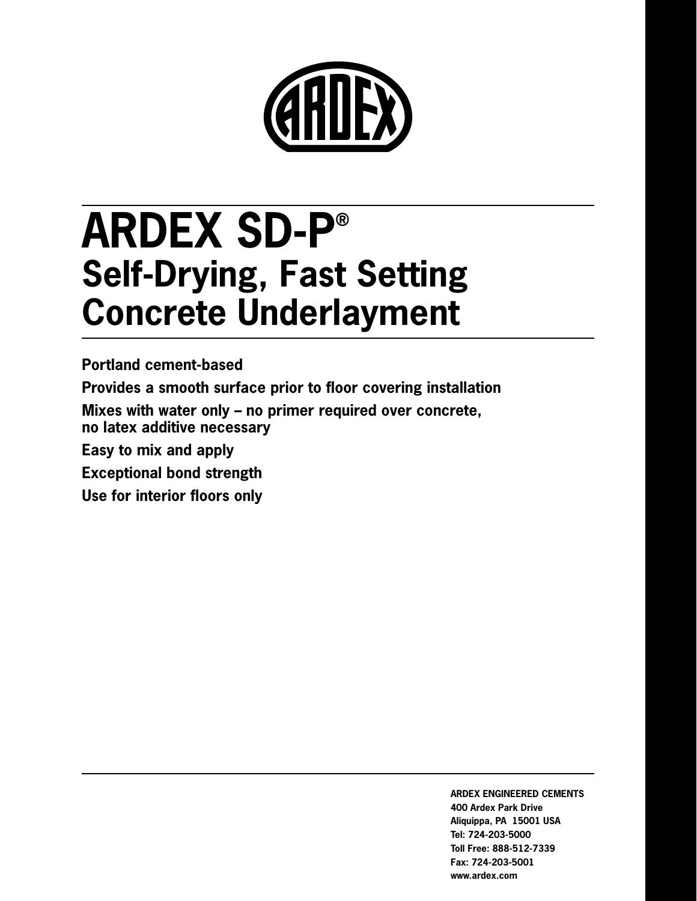# ARDEX SD-P®

## Self-Drying, Fast Setting Concrete Underlayment

**Portland cement-based**

**Provides a smooth surface prior to floor covering installation**

**Mixes with water only – no primer required over concrete, no latex additive necessary**

**Easy to mix and apply**

**Exceptional bond strength**

**Use for interior floors only**

**ARDEX ENGINEERED CEMENTS**
**400 Ardex Park Drive**
**Aliquippa, PA 15001 USA**
**Tel: 724-203-5000**
**Toll Free: 888-512-7339**
**Fax: 724-203-5001**
**www.ardex.com**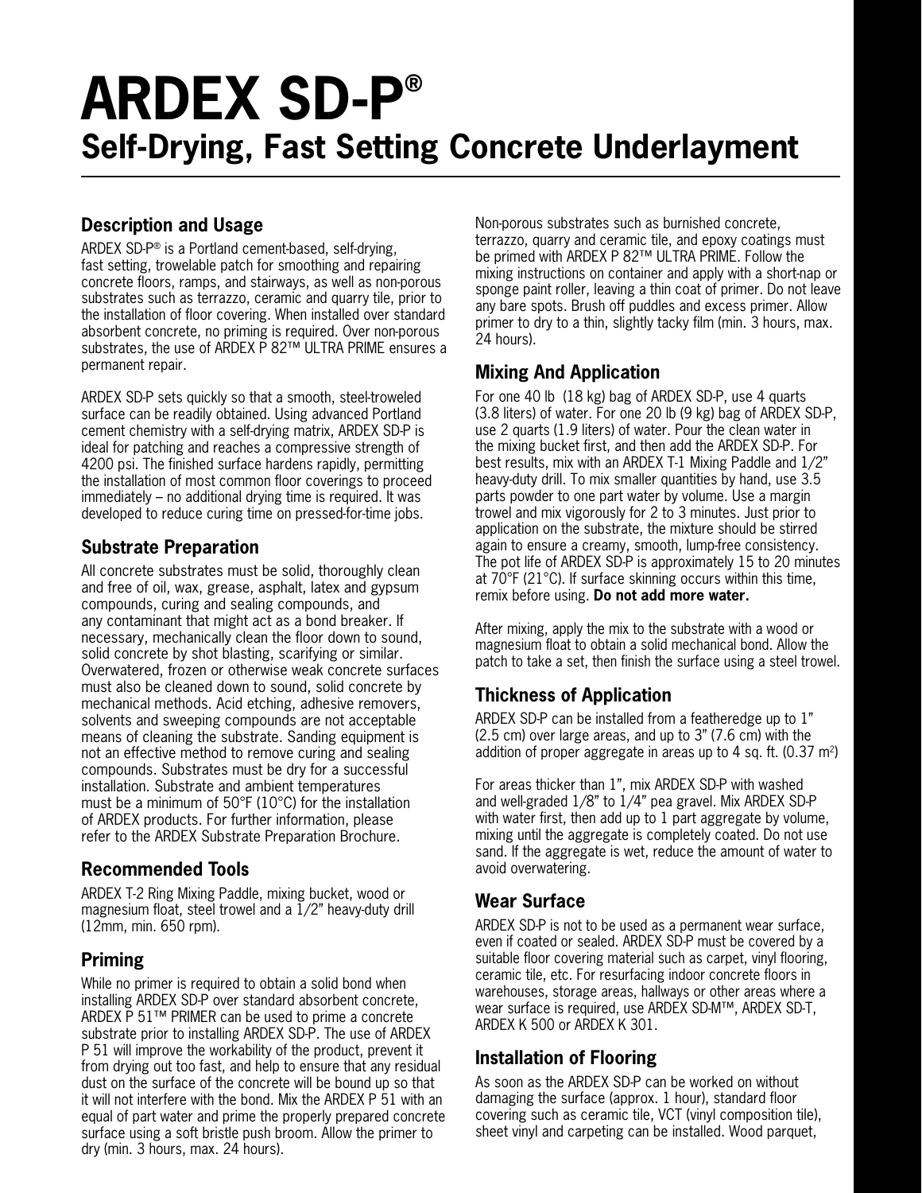# ARDEX SD-P®

## Self-Drying, Fast Setting Concrete Underlayment

### Description and Usage

ARDEX SD-P® is a Portland cement-based, self-drying, fast setting, trowelable patch for smoothing and repairing concrete floors, ramps, and stairways, as well as non-porous substrates such as terrazzo, ceramic and quarry tile, prior to the installation of floor covering. When installed over standard absorbent concrete, no priming is required. Over non-porous substrates, the use of ARDEX P 82™ ULTRA PRIME ensures a permanent repair.

ARDEX SD-P sets quickly so that a smooth, steel-troweled surface can be readily obtained. Using advanced Portland cement chemistry with a self-drying matrix, ARDEX SD-P is ideal for patching and reaches a compressive strength of 4200 psi. The finished surface hardens rapidly, permitting the installation of most common floor coverings to proceed immediately – no additional drying time is required. It was developed to reduce curing time on pressed-for-time jobs.

### Substrate Preparation

All concrete substrates must be solid, thoroughly clean and free of oil, wax, grease, asphalt, latex and gypsum compounds, curing and sealing compounds, and any contaminant that might act as a bond breaker. If necessary, mechanically clean the floor down to sound, solid concrete by shot blasting, scarifying or similar. Overwatered, frozen or otherwise weak concrete surfaces must also be cleaned down to sound, solid concrete by mechanical methods. Acid etching, adhesive removers, solvents and sweeping compounds are not acceptable means of cleaning the substrate. Sanding equipment is not an effective method to remove curing and sealing compounds. Substrates must be dry for a successful installation. Substrate and ambient temperatures must be a minimum of 50°F (10°C) for the installation of ARDEX products. For further information, please refer to the ARDEX Substrate Preparation Brochure.

### Recommended Tools

ARDEX T-2 Ring Mixing Paddle, mixing bucket, wood or magnesium float, steel trowel and a 1/2" heavy-duty drill (12mm, min. 650 rpm).

### Priming

While no primer is required to obtain a solid bond when installing ARDEX SD-P over standard absorbent concrete, ARDEX P 51™ PRIMER can be used to prime a concrete substrate prior to installing ARDEX SD-P. The use of ARDEX P 51 will improve the workability of the product, prevent it from drying out too fast, and help to ensure that any residual dust on the surface of the concrete will be bound up so that it will not interfere with the bond. Mix the ARDEX P 51 with an equal of part water and prime the properly prepared concrete surface using a soft bristle push broom. Allow the primer to dry (min. 3 hours, max. 24 hours).

Non-porous substrates such as burnished concrete, terrazzo, quarry and ceramic tile, and epoxy coatings must be primed with ARDEX P 82™ ULTRA PRIME. Follow the mixing instructions on container and apply with a short-nap or sponge paint roller, leaving a thin coat of primer. Do not leave any bare spots. Brush off puddles and excess primer. Allow primer to dry to a thin, slightly tacky film (min. 3 hours, max. 24 hours).

### Mixing And Application

For one 40 lb (18 kg) bag of ARDEX SD-P, use 4 quarts (3.8 liters) of water. For one 20 lb (9 kg) bag of ARDEX SD-P, use 2 quarts (1.9 liters) of water. Pour the clean water in the mixing bucket first, and then add the ARDEX SD-P. For best results, mix with an ARDEX T-1 Mixing Paddle and 1/2" heavy-duty drill. To mix smaller quantities by hand, use 3.5 parts powder to one part water by volume. Use a margin trowel and mix vigorously for 2 to 3 minutes. Just prior to application on the substrate, the mixture should be stirred again to ensure a creamy, smooth, lump-free consistency. The pot life of ARDEX SD-P is approximately 15 to 20 minutes at 70°F (21°C). If surface skinning occurs within this time, remix before using. **Do not add more water.**

After mixing, apply the mix to the substrate with a wood or magnesium float to obtain a solid mechanical bond. Allow the patch to take a set, then finish the surface using a steel trowel.

### Thickness of Application

ARDEX SD-P can be installed from a featheredge up to 1" (2.5 cm) over large areas, and up to 3" (7.6 cm) with the addition of proper aggregate in areas up to 4 sq. ft. (0.37 m$^2$)

For areas thicker than 1", mix ARDEX SD-P with washed and well-graded 1/8" to 1/4" pea gravel. Mix ARDEX SD-P with water first, then add up to 1 part aggregate by volume, mixing until the aggregate is completely coated. Do not use sand. If the aggregate is wet, reduce the amount of water to avoid overwatering.

### Wear Surface

ARDEX SD-P is not to be used as a permanent wear surface, even if coated or sealed. ARDEX SD-P must be covered by a suitable floor covering material such as carpet, vinyl flooring, ceramic tile, etc. For resurfacing indoor concrete floors in warehouses, storage areas, hallways or other areas where a wear surface is required, use ARDEX SD-M™, ARDEX SD-T, ARDEX K 500 or ARDEX K 301.

### Installation of Flooring

As soon as the ARDEX SD-P can be worked on without damaging the surface (approx. 1 hour), standard floor covering such as ceramic tile, VCT (vinyl composition tile), sheet vinyl and carpeting can be installed. Wood parquet,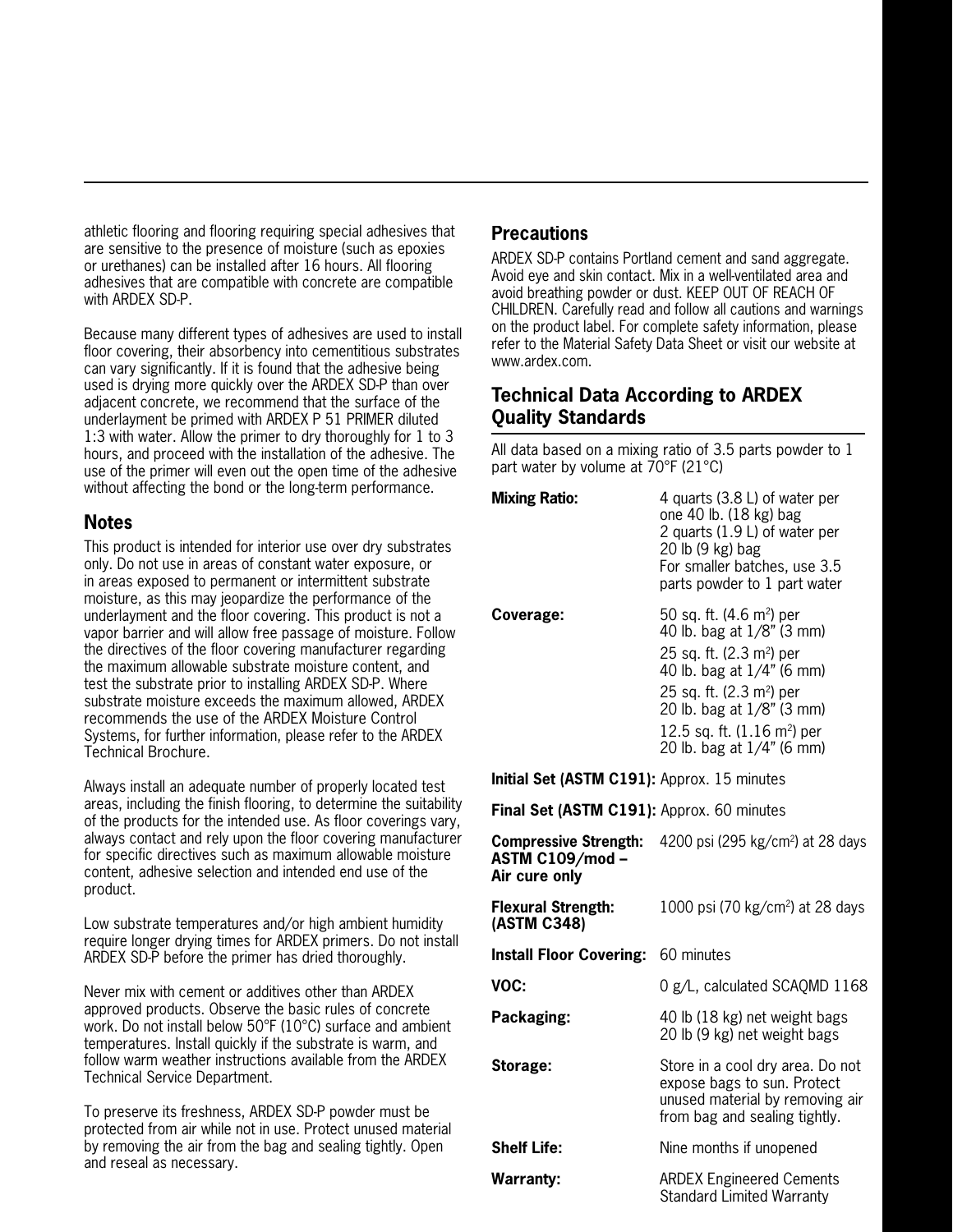athletic flooring and flooring requiring special adhesives that are sensitive to the presence of moisture (such as epoxies or urethanes) can be installed after 16 hours. All flooring adhesives that are compatible with concrete are compatible with ARDEX SD-P.

Because many different types of adhesives are used to install floor covering, their absorbency into cementitious substrates can vary significantly. If it is found that the adhesive being used is drying more quickly over the ARDEX SD-P than over adjacent concrete, we recommend that the surface of the underlayment be primed with ARDEX P 51 PRIMER diluted 1:3 with water. Allow the primer to dry thoroughly for 1 to 3 hours, and proceed with the installation of the adhesive. The use of the primer will even out the open time of the adhesive without affecting the bond or the long-term performance.

## Notes

This product is intended for interior use over dry substrates only. Do not use in areas of constant water exposure, or in areas exposed to permanent or intermittent substrate moisture, as this may jeopardize the performance of the underlayment and the floor covering. This product is not a vapor barrier and will allow free passage of moisture. Follow the directives of the floor covering manufacturer regarding the maximum allowable substrate moisture content, and test the substrate prior to installing ARDEX SD-P. Where substrate moisture exceeds the maximum allowed, ARDEX recommends the use of the ARDEX Moisture Control Systems, for further information, please refer to the ARDEX Technical Brochure.

Always install an adequate number of properly located test areas, including the finish flooring, to determine the suitability of the products for the intended use. As floor coverings vary, always contact and rely upon the floor covering manufacturer for specific directives such as maximum allowable moisture content, adhesive selection and intended end use of the product.

Low substrate temperatures and/or high ambient humidity require longer drying times for ARDEX primers. Do not install ARDEX SD-P before the primer has dried thoroughly.

Never mix with cement or additives other than ARDEX approved products. Observe the basic rules of concrete work. Do not install below 50°F (10°C) surface and ambient temperatures. Install quickly if the substrate is warm, and follow warm weather instructions available from the ARDEX Technical Service Department.

To preserve its freshness, ARDEX SD-P powder must be protected from air while not in use. Protect unused material by removing the air from the bag and sealing tightly. Open and reseal as necessary.

## Precautions

ARDEX SD-P contains Portland cement and sand aggregate. Avoid eye and skin contact. Mix in a well-ventilated area and avoid breathing powder or dust. KEEP OUT OF REACH OF CHILDREN. Carefully read and follow all cautions and warnings on the product label. For complete safety information, please refer to the Material Safety Data Sheet or visit our website at www.ardex.com.

## Technical Data According to ARDEX Quality Standards

All data based on a mixing ratio of 3.5 parts powder to 1 part water by volume at 70°F (21°C)

| | |
|---|---|
| **Mixing Ratio:** | 4 quarts (3.8 L) of water per one 40 lb. (18 kg) bag<br>2 quarts (1.9 L) of water per 20 lb (9 kg) bag<br>For smaller batches, use 3.5 parts powder to 1 part water |
| **Coverage:** | 50 sq. ft. (4.6 m$^2$) per 40 lb. bag at 1/8" (3 mm)<br>25 sq. ft. (2.3 m$^2$) per 40 lb. bag at 1/4" (6 mm)<br>25 sq. ft. (2.3 m$^2$) per 20 lb. bag at 1/8" (3 mm)<br>12.5 sq. ft. (1.16 m$^2$) per 20 lb. bag at 1/4" (6 mm) |
| **Initial Set (ASTM C191):** | Approx. 15 minutes |
| **Final Set (ASTM C191):** | Approx. 60 minutes |
| **Compressive Strength: ASTM C109/mod – Air cure only** | 4200 psi (295 kg/cm$^2$) at 28 days |
| **Flexural Strength: (ASTM C348)** | 1000 psi (70 kg/cm$^2$) at 28 days |
| **Install Floor Covering:** | 60 minutes |
| **VOC:** | 0 g/L, calculated SCAQMD 1168 |
| **Packaging:** | 40 lb (18 kg) net weight bags<br>20 lb (9 kg) net weight bags |
| **Storage:** | Store in a cool dry area. Do not expose bags to sun. Protect unused material by removing air from bag and sealing tightly. |
| **Shelf Life:** | Nine months if unopened |
| **Warranty:** | ARDEX Engineered Cements Standard Limited Warranty |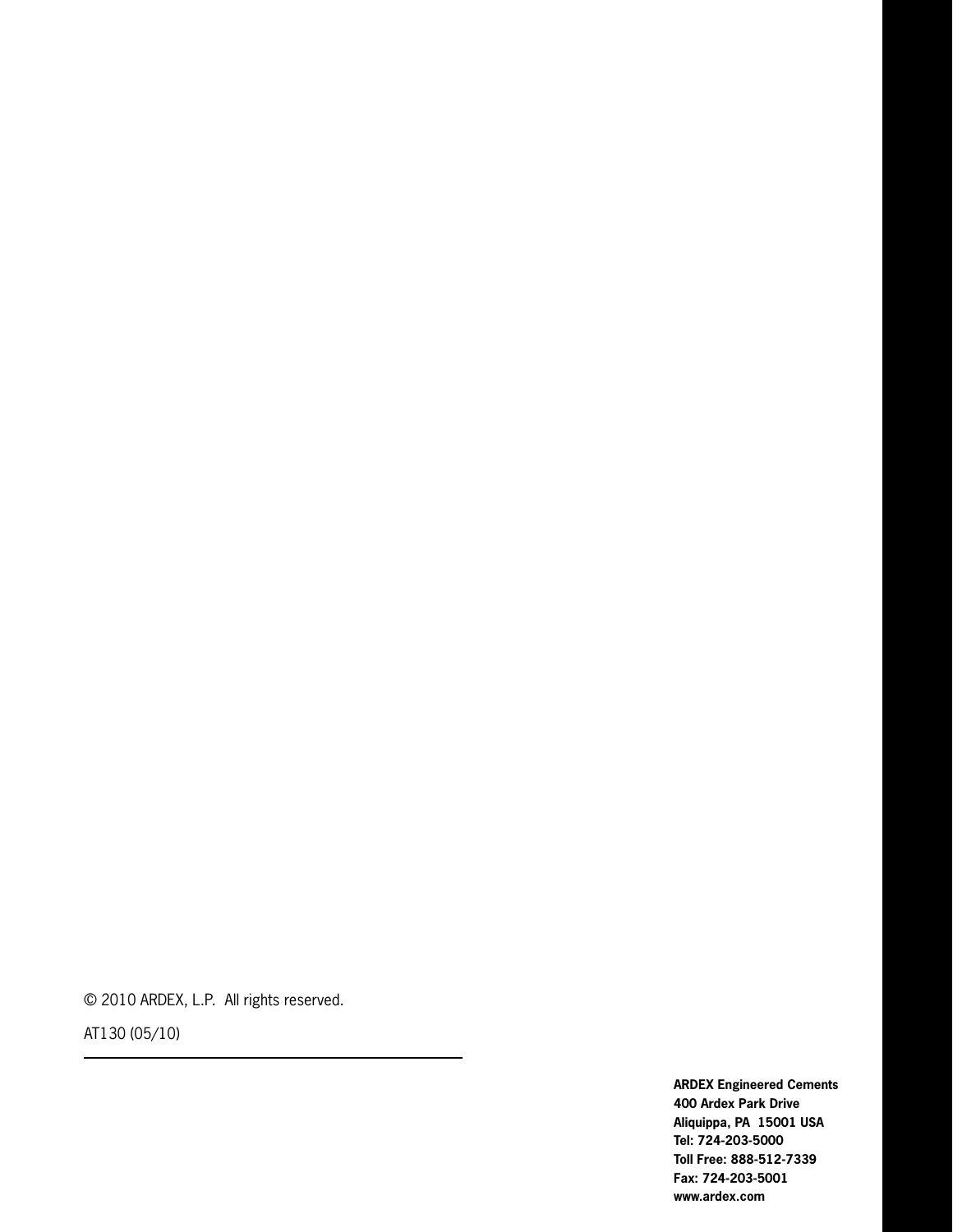© 2010 ARDEX, L.P.  All rights reserved.

AT130 (05/10)

---

**ARDEX Engineered Cements**
**400 Ardex Park Drive**
**Aliquippa, PA  15001 USA**
**Tel: 724-203-5000**
**Toll Free: 888-512-7339**
**Fax: 724-203-5001**
**www.ardex.com**